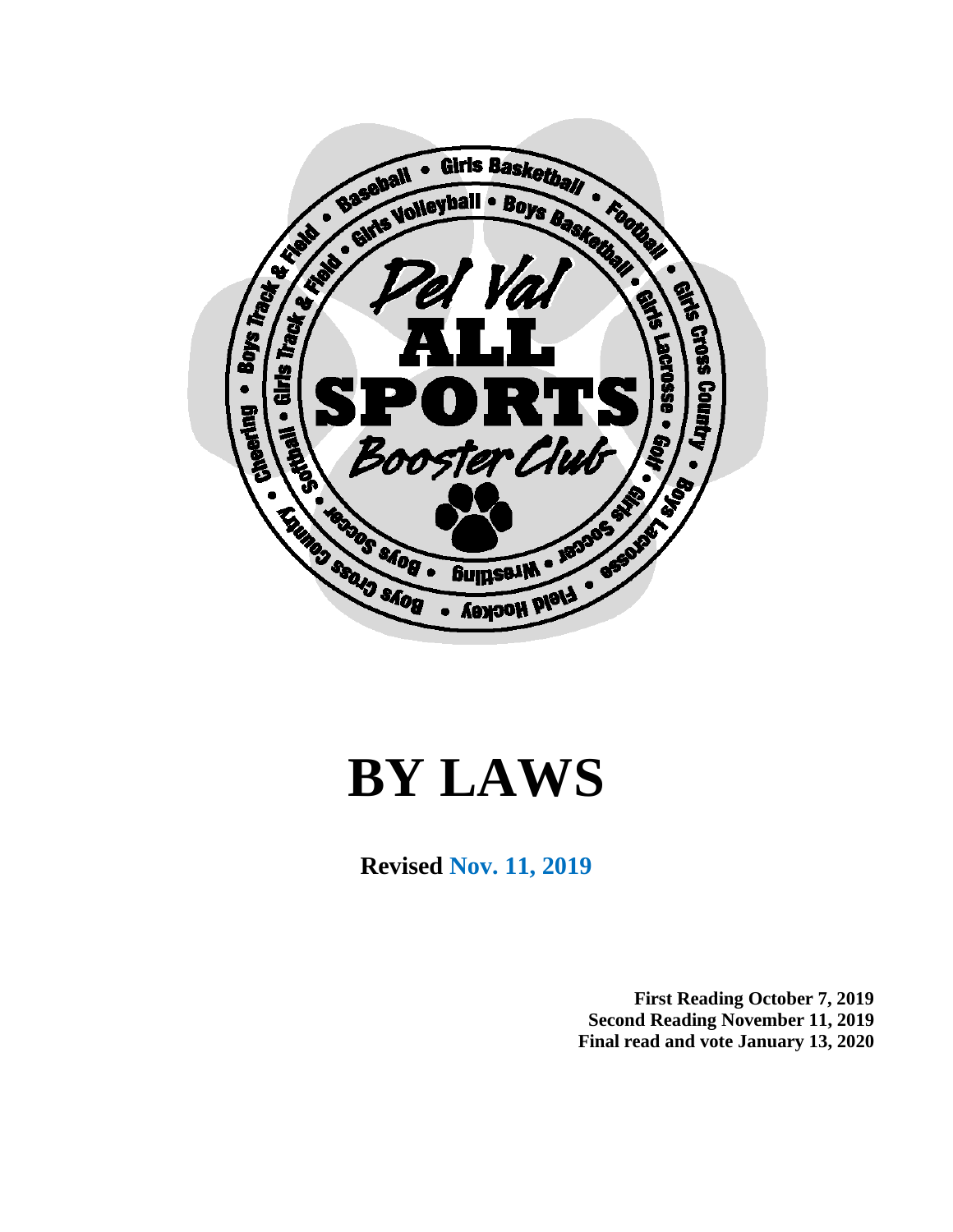# BY LAWS

**Revised Nov. 11, 2019**

**First Reading October 7, 2019**
**Second Reading November 11, 2019**
**Final read and vote January 13, 2020**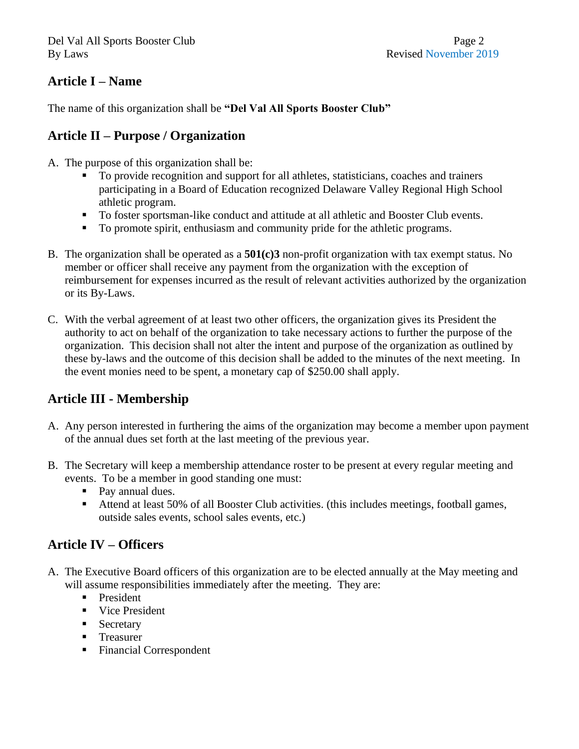## Article I – Name

The name of this organization shall be **"Del Val All Sports Booster Club"**

## Article II – Purpose / Organization

A. The purpose of this organization shall be:
   - To provide recognition and support for all athletes, statisticians, coaches and trainers participating in a Board of Education recognized Delaware Valley Regional High School athletic program.
   - To foster sportsman-like conduct and attitude at all athletic and Booster Club events.
   - To promote spirit, enthusiasm and community pride for the athletic programs.

B. The organization shall be operated as a **501(c)3** non-profit organization with tax exempt status. No member or officer shall receive any payment from the organization with the exception of reimbursement for expenses incurred as the result of relevant activities authorized by the organization or its By-Laws.

C. With the verbal agreement of at least two other officers, the organization gives its President the authority to act on behalf of the organization to take necessary actions to further the purpose of the organization. This decision shall not alter the intent and purpose of the organization as outlined by these by-laws and the outcome of this decision shall be added to the minutes of the next meeting. In the event monies need to be spent, a monetary cap of $250.00 shall apply.

## Article III - Membership

A. Any person interested in furthering the aims of the organization may become a member upon payment of the annual dues set forth at the last meeting of the previous year.

B. The Secretary will keep a membership attendance roster to be present at every regular meeting and events. To be a member in good standing one must:
   - Pay annual dues.
   - Attend at least 50% of all Booster Club activities. (this includes meetings, football games, outside sales events, school sales events, etc.)

## Article IV – Officers

A. The Executive Board officers of this organization are to be elected annually at the May meeting and will assume responsibilities immediately after the meeting. They are:
   - President
   - Vice President
   - Secretary
   - Treasurer
   - Financial Correspondent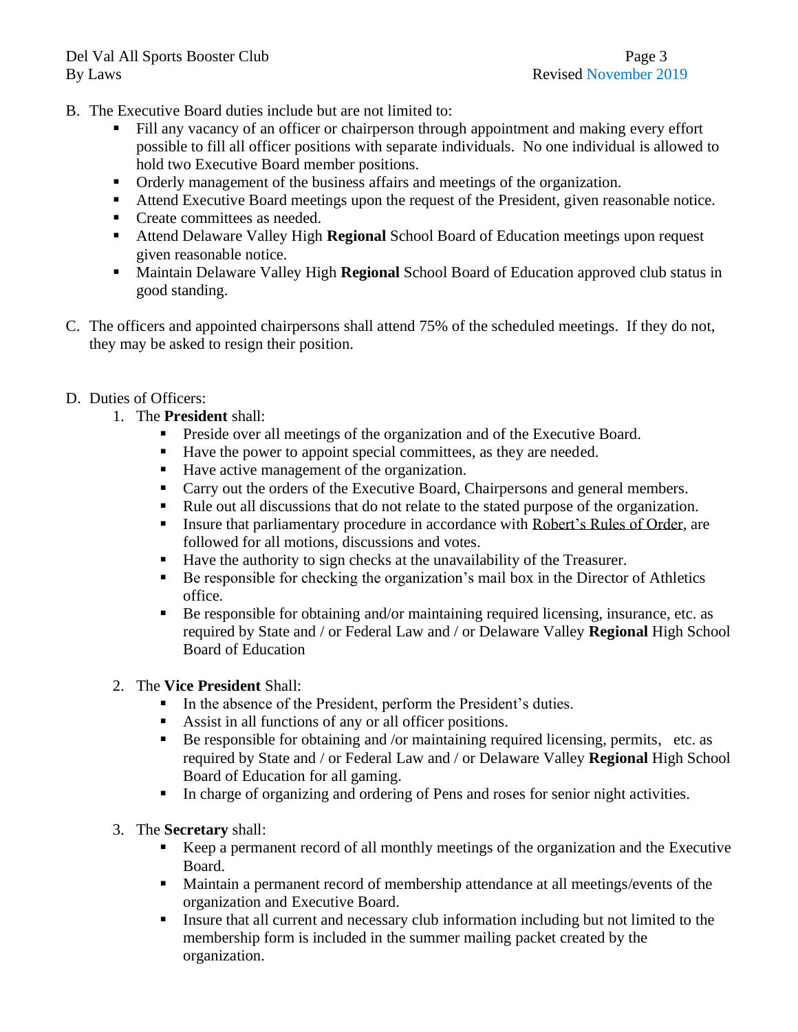B. The Executive Board duties include but are not limited to:
   - Fill any vacancy of an officer or chairperson through appointment and making every effort possible to fill all officer positions with separate individuals. No one individual is allowed to hold two Executive Board member positions.
   - Orderly management of the business affairs and meetings of the organization.
   - Attend Executive Board meetings upon the request of the President, given reasonable notice.
   - Create committees as needed.
   - Attend Delaware Valley High **Regional** School Board of Education meetings upon request given reasonable notice.
   - Maintain Delaware Valley High **Regional** School Board of Education approved club status in good standing.

C. The officers and appointed chairpersons shall attend 75% of the scheduled meetings. If they do not, they may be asked to resign their position.

D. Duties of Officers:
   1. The **President** shall:
      - Preside over all meetings of the organization and of the Executive Board.
      - Have the power to appoint special committees, as they are needed.
      - Have active management of the organization.
      - Carry out the orders of the Executive Board, Chairpersons and general members.
      - Rule out all discussions that do not relate to the stated purpose of the organization.
      - Insure that parliamentary procedure in accordance with Robert's Rules of Order, are followed for all motions, discussions and votes.
      - Have the authority to sign checks at the unavailability of the Treasurer.
      - Be responsible for checking the organization's mail box in the Director of Athletics office.
      - Be responsible for obtaining and/or maintaining required licensing, insurance, etc. as required by State and / or Federal Law and / or Delaware Valley **Regional** High School Board of Education

   2. The **Vice President** Shall:
      - In the absence of the President, perform the President's duties.
      - Assist in all functions of any or all officer positions.
      - Be responsible for obtaining and /or maintaining required licensing, permits, etc. as required by State and / or Federal Law and / or Delaware Valley **Regional** High School Board of Education for all gaming.
      - In charge of organizing and ordering of Pens and roses for senior night activities.

   3. The **Secretary** shall:
      - Keep a permanent record of all monthly meetings of the organization and the Executive Board.
      - Maintain a permanent record of membership attendance at all meetings/events of the organization and Executive Board.
      - Insure that all current and necessary club information including but not limited to the membership form is included in the summer mailing packet created by the organization.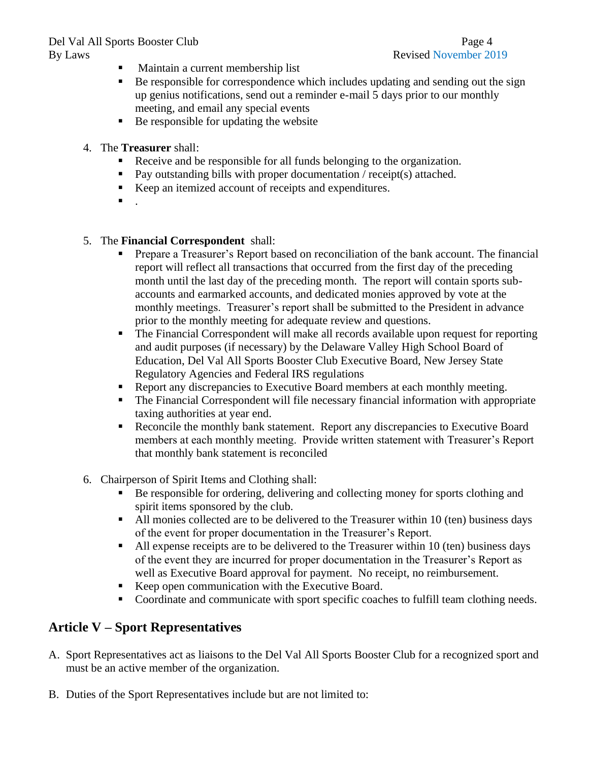- Maintain a current membership list
- Be responsible for correspondence which includes updating and sending out the sign up genius notifications, send out a reminder e-mail 5 days prior to our monthly meeting, and email any special events
- Be responsible for updating the website

4. The **Treasurer** shall:
   - Receive and be responsible for all funds belonging to the organization.
   - Pay outstanding bills with proper documentation / receipt(s) attached.
   - Keep an itemized account of receipts and expenditures.
   - .

5. The **Financial Correspondent** shall:
   - Prepare a Treasurer's Report based on reconciliation of the bank account. The financial report will reflect all transactions that occurred from the first day of the preceding month until the last day of the preceding month. The report will contain sports sub-accounts and earmarked accounts, and dedicated monies approved by vote at the monthly meetings. Treasurer's report shall be submitted to the President in advance prior to the monthly meeting for adequate review and questions.
   - The Financial Correspondent will make all records available upon request for reporting and audit purposes (if necessary) by the Delaware Valley High School Board of Education, Del Val All Sports Booster Club Executive Board, New Jersey State Regulatory Agencies and Federal IRS regulations
   - Report any discrepancies to Executive Board members at each monthly meeting.
   - The Financial Correspondent will file necessary financial information with appropriate taxing authorities at year end.
   - Reconcile the monthly bank statement. Report any discrepancies to Executive Board members at each monthly meeting. Provide written statement with Treasurer's Report that monthly bank statement is reconciled

6. Chairperson of Spirit Items and Clothing shall:
   - Be responsible for ordering, delivering and collecting money for sports clothing and spirit items sponsored by the club.
   - All monies collected are to be delivered to the Treasurer within 10 (ten) business days of the event for proper documentation in the Treasurer's Report.
   - All expense receipts are to be delivered to the Treasurer within 10 (ten) business days of the event they are incurred for proper documentation in the Treasurer's Report as well as Executive Board approval for payment. No receipt, no reimbursement.
   - Keep open communication with the Executive Board.
   - Coordinate and communicate with sport specific coaches to fulfill team clothing needs.

## Article V – Sport Representatives

A. Sport Representatives act as liaisons to the Del Val All Sports Booster Club for a recognized sport and must be an active member of the organization.

B. Duties of the Sport Representatives include but are not limited to: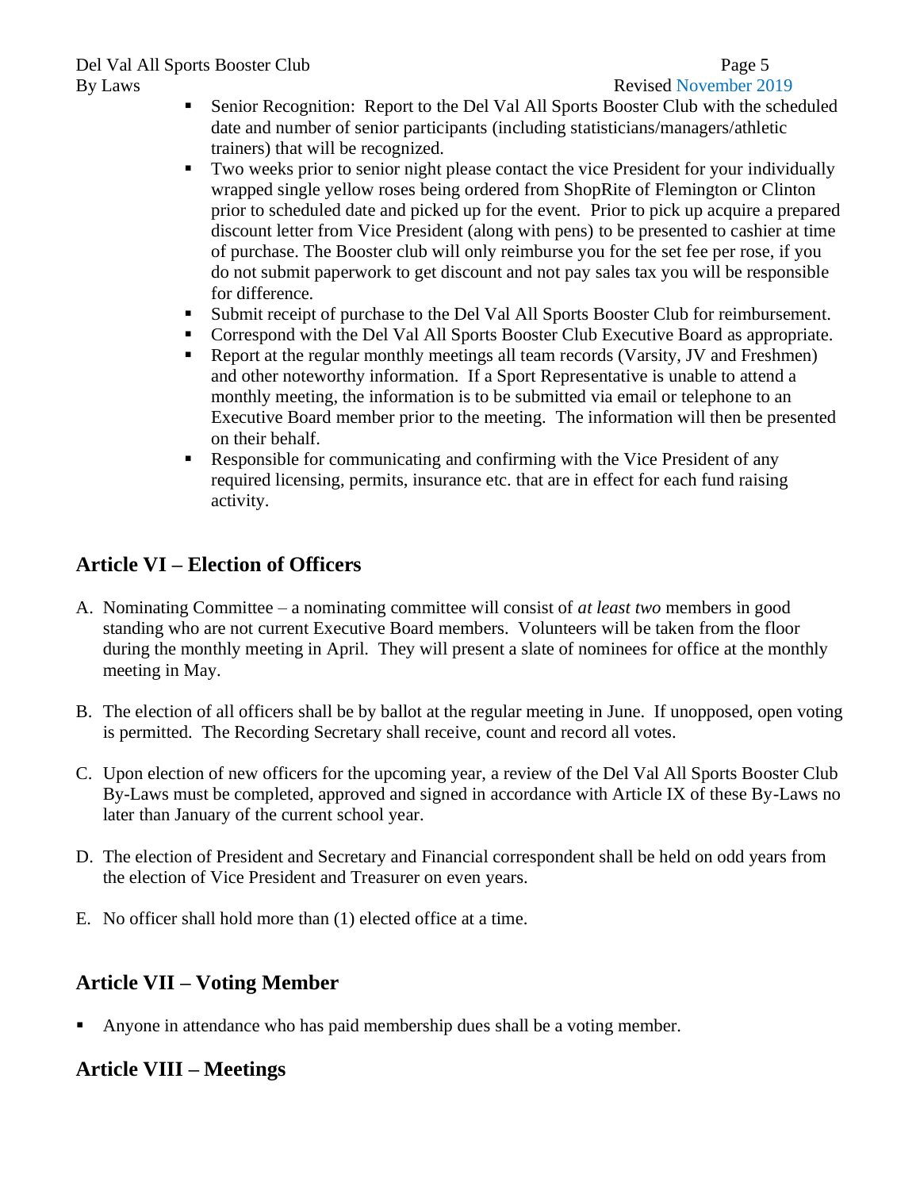- Senior Recognition: Report to the Del Val All Sports Booster Club with the scheduled date and number of senior participants (including statisticians/managers/athletic trainers) that will be recognized.
- Two weeks prior to senior night please contact the vice President for your individually wrapped single yellow roses being ordered from ShopRite of Flemington or Clinton prior to scheduled date and picked up for the event. Prior to pick up acquire a prepared discount letter from Vice President (along with pens) to be presented to cashier at time of purchase. The Booster club will only reimburse you for the set fee per rose, if you do not submit paperwork to get discount and not pay sales tax you will be responsible for difference.
- Submit receipt of purchase to the Del Val All Sports Booster Club for reimbursement.
- Correspond with the Del Val All Sports Booster Club Executive Board as appropriate.
- Report at the regular monthly meetings all team records (Varsity, JV and Freshmen) and other noteworthy information. If a Sport Representative is unable to attend a monthly meeting, the information is to be submitted via email or telephone to an Executive Board member prior to the meeting. The information will then be presented on their behalf.
- Responsible for communicating and confirming with the Vice President of any required licensing, permits, insurance etc. that are in effect for each fund raising activity.

## Article VI – Election of Officers

A. Nominating Committee – a nominating committee will consist of *at least two* members in good standing who are not current Executive Board members. Volunteers will be taken from the floor during the monthly meeting in April. They will present a slate of nominees for office at the monthly meeting in May.

B. The election of all officers shall be by ballot at the regular meeting in June. If unopposed, open voting is permitted. The Recording Secretary shall receive, count and record all votes.

C. Upon election of new officers for the upcoming year, a review of the Del Val All Sports Booster Club By-Laws must be completed, approved and signed in accordance with Article IX of these By-Laws no later than January of the current school year.

D. The election of President and Secretary and Financial correspondent shall be held on odd years from the election of Vice President and Treasurer on even years.

E. No officer shall hold more than (1) elected office at a time.

## Article VII – Voting Member

- Anyone in attendance who has paid membership dues shall be a voting member.

## Article VIII – Meetings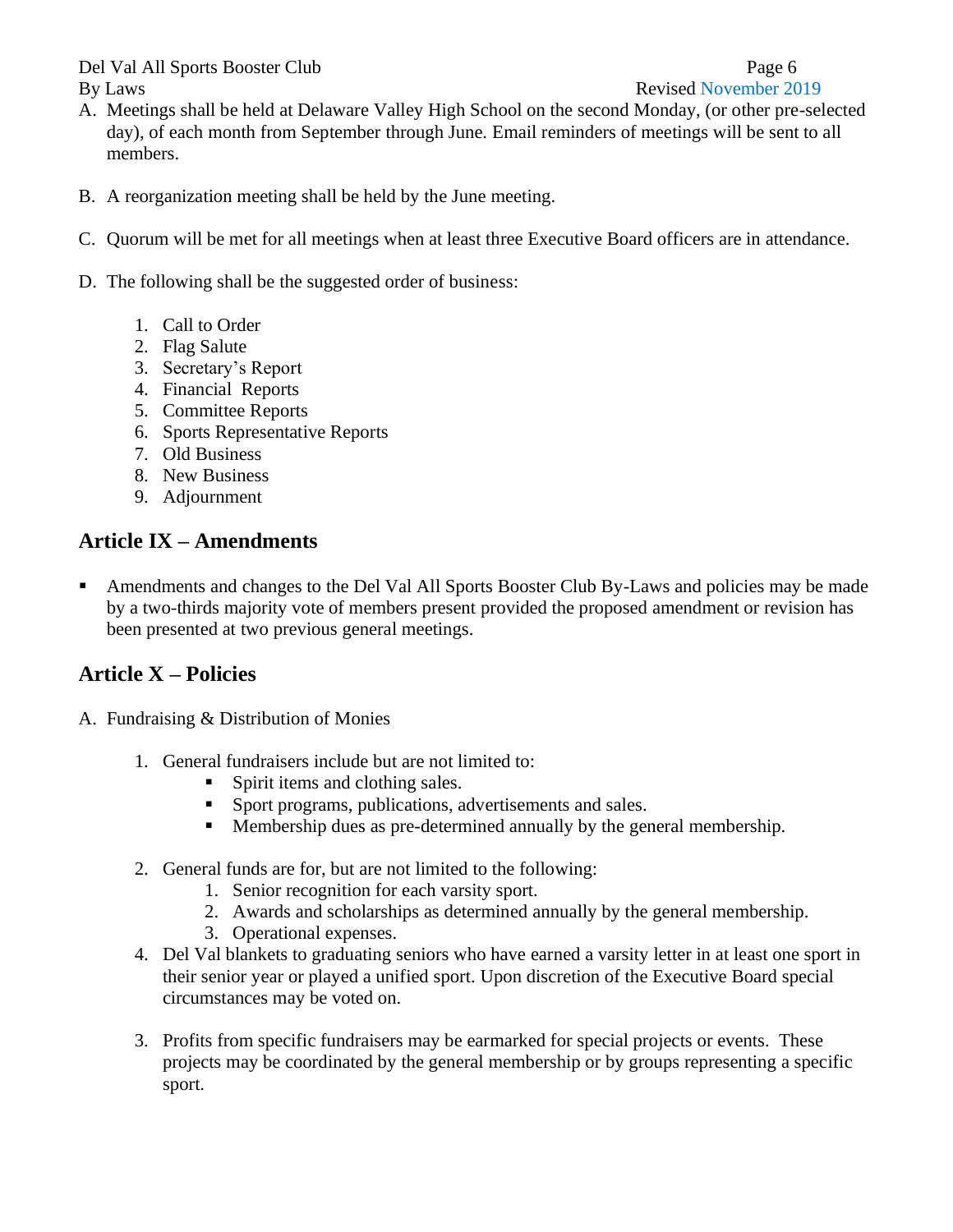A. Meetings shall be held at Delaware Valley High School on the second Monday, (or other pre-selected day), of each month from September through June. Email reminders of meetings will be sent to all members.

B. A reorganization meeting shall be held by the June meeting.

C. Quorum will be met for all meetings when at least three Executive Board officers are in attendance.

D. The following shall be the suggested order of business:

   1. Call to Order
   2. Flag Salute
   3. Secretary's Report
   4. Financial Reports
   5. Committee Reports
   6. Sports Representative Reports
   7. Old Business
   8. New Business
   9. Adjournment

## Article IX – Amendments

- Amendments and changes to the Del Val All Sports Booster Club By-Laws and policies may be made by a two-thirds majority vote of members present provided the proposed amendment or revision has been presented at two previous general meetings.

## Article X – Policies

A. Fundraising & Distribution of Monies

   1. General fundraisers include but are not limited to:
      - Spirit items and clothing sales.
      - Sport programs, publications, advertisements and sales.
      - Membership dues as pre-determined annually by the general membership.

   2. General funds are for, but are not limited to the following:
      1. Senior recognition for each varsity sport.
      2. Awards and scholarships as determined annually by the general membership.
      3. Operational expenses.

   4. Del Val blankets to graduating seniors who have earned a varsity letter in at least one sport in their senior year or played a unified sport. Upon discretion of the Executive Board special circumstances may be voted on.

   3. Profits from specific fundraisers may be earmarked for special projects or events. These projects may be coordinated by the general membership or by groups representing a specific sport.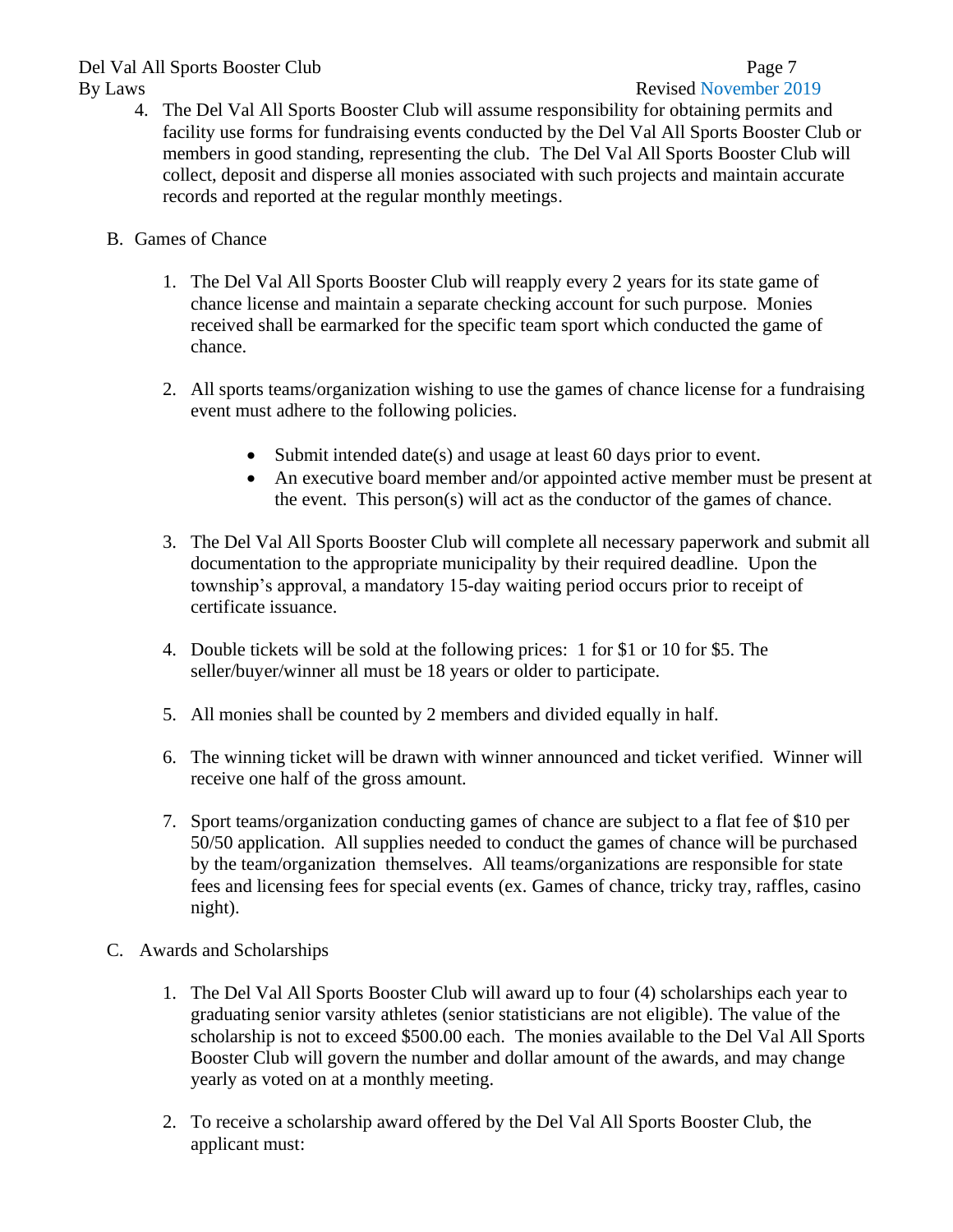4. The Del Val All Sports Booster Club will assume responsibility for obtaining permits and facility use forms for fundraising events conducted by the Del Val All Sports Booster Club or members in good standing, representing the club. The Del Val All Sports Booster Club will collect, deposit and disperse all monies associated with such projects and maintain accurate records and reported at the regular monthly meetings.

B. Games of Chance

1. The Del Val All Sports Booster Club will reapply every 2 years for its state game of chance license and maintain a separate checking account for such purpose. Monies received shall be earmarked for the specific team sport which conducted the game of chance.

2. All sports teams/organization wishing to use the games of chance license for a fundraising event must adhere to the following policies.

    - Submit intended date(s) and usage at least 60 days prior to event.
    - An executive board member and/or appointed active member must be present at the event. This person(s) will act as the conductor of the games of chance.

3. The Del Val All Sports Booster Club will complete all necessary paperwork and submit all documentation to the appropriate municipality by their required deadline. Upon the township's approval, a mandatory 15-day waiting period occurs prior to receipt of certificate issuance.

4. Double tickets will be sold at the following prices: 1 for $1 or 10 for $5. The seller/buyer/winner all must be 18 years or older to participate.

5. All monies shall be counted by 2 members and divided equally in half.

6. The winning ticket will be drawn with winner announced and ticket verified. Winner will receive one half of the gross amount.

7. Sport teams/organization conducting games of chance are subject to a flat fee of $10 per 50/50 application. All supplies needed to conduct the games of chance will be purchased by the team/organization themselves. All teams/organizations are responsible for state fees and licensing fees for special events (ex. Games of chance, tricky tray, raffles, casino night).

C. Awards and Scholarships

1. The Del Val All Sports Booster Club will award up to four (4) scholarships each year to graduating senior varsity athletes (senior statisticians are not eligible). The value of the scholarship is not to exceed $500.00 each. The monies available to the Del Val All Sports Booster Club will govern the number and dollar amount of the awards, and may change yearly as voted on at a monthly meeting.

2. To receive a scholarship award offered by the Del Val All Sports Booster Club, the applicant must: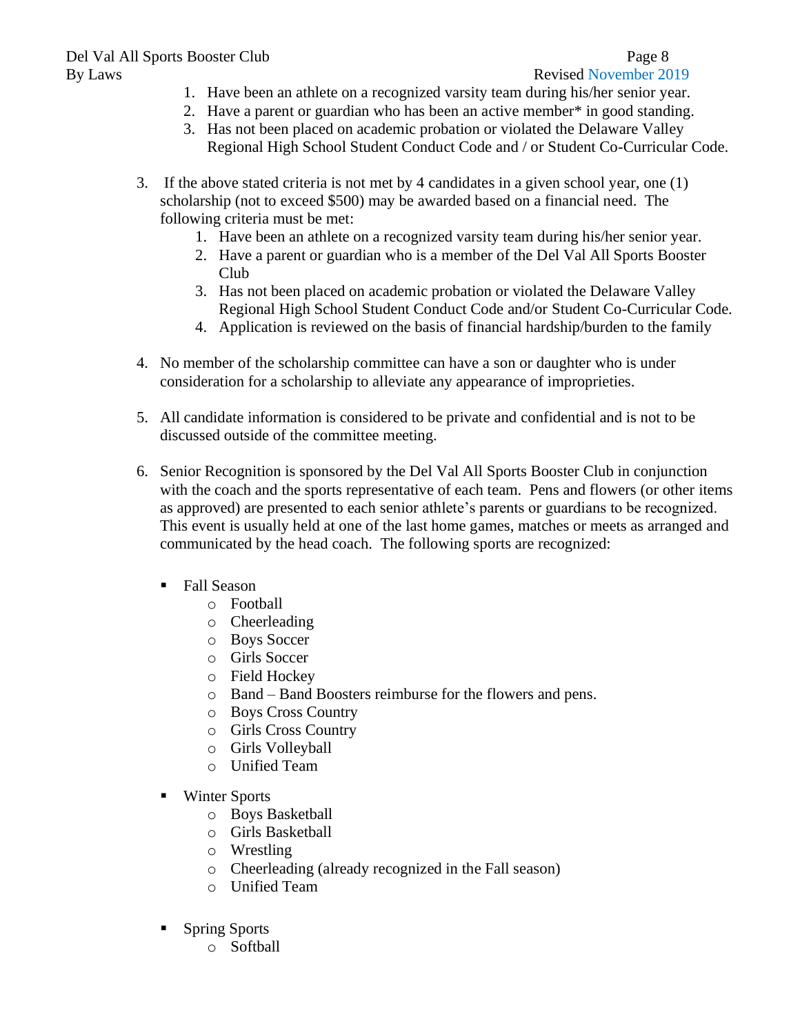1. Have been an athlete on a recognized varsity team during his/her senior year.
2. Have a parent or guardian who has been an active member* in good standing.
3. Has not been placed on academic probation or violated the Delaware Valley Regional High School Student Conduct Code and / or Student Co-Curricular Code.

3. If the above stated criteria is not met by 4 candidates in a given school year, one (1) scholarship (not to exceed $500) may be awarded based on a financial need. The following criteria must be met:
    1. Have been an athlete on a recognized varsity team during his/her senior year.
    2. Have a parent or guardian who is a member of the Del Val All Sports Booster Club
    3. Has not been placed on academic probation or violated the Delaware Valley Regional High School Student Conduct Code and/or Student Co-Curricular Code.
    4. Application is reviewed on the basis of financial hardship/burden to the family

4. No member of the scholarship committee can have a son or daughter who is under consideration for a scholarship to alleviate any appearance of improprieties.

5. All candidate information is considered to be private and confidential and is not to be discussed outside of the committee meeting.

6. Senior Recognition is sponsored by the Del Val All Sports Booster Club in conjunction with the coach and the sports representative of each team. Pens and flowers (or other items as approved) are presented to each senior athlete's parents or guardians to be recognized. This event is usually held at one of the last home games, matches or meets as arranged and communicated by the head coach. The following sports are recognized:

    - Fall Season
        - Football
        - Cheerleading
        - Boys Soccer
        - Girls Soccer
        - Field Hockey
        - Band – Band Boosters reimburse for the flowers and pens.
        - Boys Cross Country
        - Girls Cross Country
        - Girls Volleyball
        - Unified Team
    - Winter Sports
        - Boys Basketball
        - Girls Basketball
        - Wrestling
        - Cheerleading (already recognized in the Fall season)
        - Unified Team
    - Spring Sports
        - Softball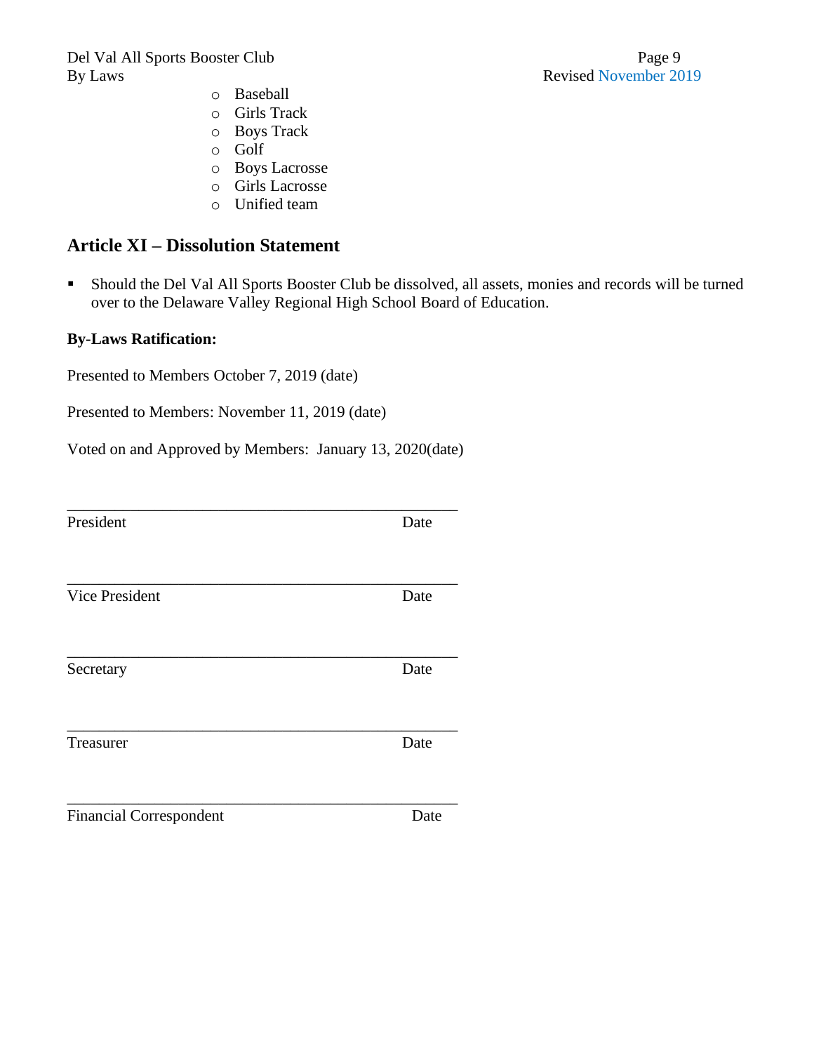- Baseball
- Girls Track
- Boys Track
- Golf
- Boys Lacrosse
- Girls Lacrosse
- Unified team

## Article XI – Dissolution Statement

- Should the Del Val All Sports Booster Club be dissolved, all assets, monies and records will be turned over to the Delaware Valley Regional High School Board of Education.

**By-Laws Ratification:**

Presented to Members October 7, 2019 (date)

Presented to Members: November 11, 2019 (date)

Voted on and Approved by Members: January 13, 2020(date)

\_\_\_\_\_\_\_\_\_\_\_\_\_\_\_\_\_\_\_\_\_\_\_\_\_\_\_\_\_\_\_\_\_\_\_\_\_\_\_\_\_\_\_\_\_\_\_\_

President Date

\_\_\_\_\_\_\_\_\_\_\_\_\_\_\_\_\_\_\_\_\_\_\_\_\_\_\_\_\_\_\_\_\_\_\_\_\_\_\_\_\_\_\_\_\_\_\_\_

Vice President Date

\_\_\_\_\_\_\_\_\_\_\_\_\_\_\_\_\_\_\_\_\_\_\_\_\_\_\_\_\_\_\_\_\_\_\_\_\_\_\_\_\_\_\_\_\_\_\_\_

Secretary Date

\_\_\_\_\_\_\_\_\_\_\_\_\_\_\_\_\_\_\_\_\_\_\_\_\_\_\_\_\_\_\_\_\_\_\_\_\_\_\_\_\_\_\_\_\_\_\_\_

Treasurer Date

\_\_\_\_\_\_\_\_\_\_\_\_\_\_\_\_\_\_\_\_\_\_\_\_\_\_\_\_\_\_\_\_\_\_\_\_\_\_\_\_\_\_\_\_\_\_\_\_

Financial Correspondent Date